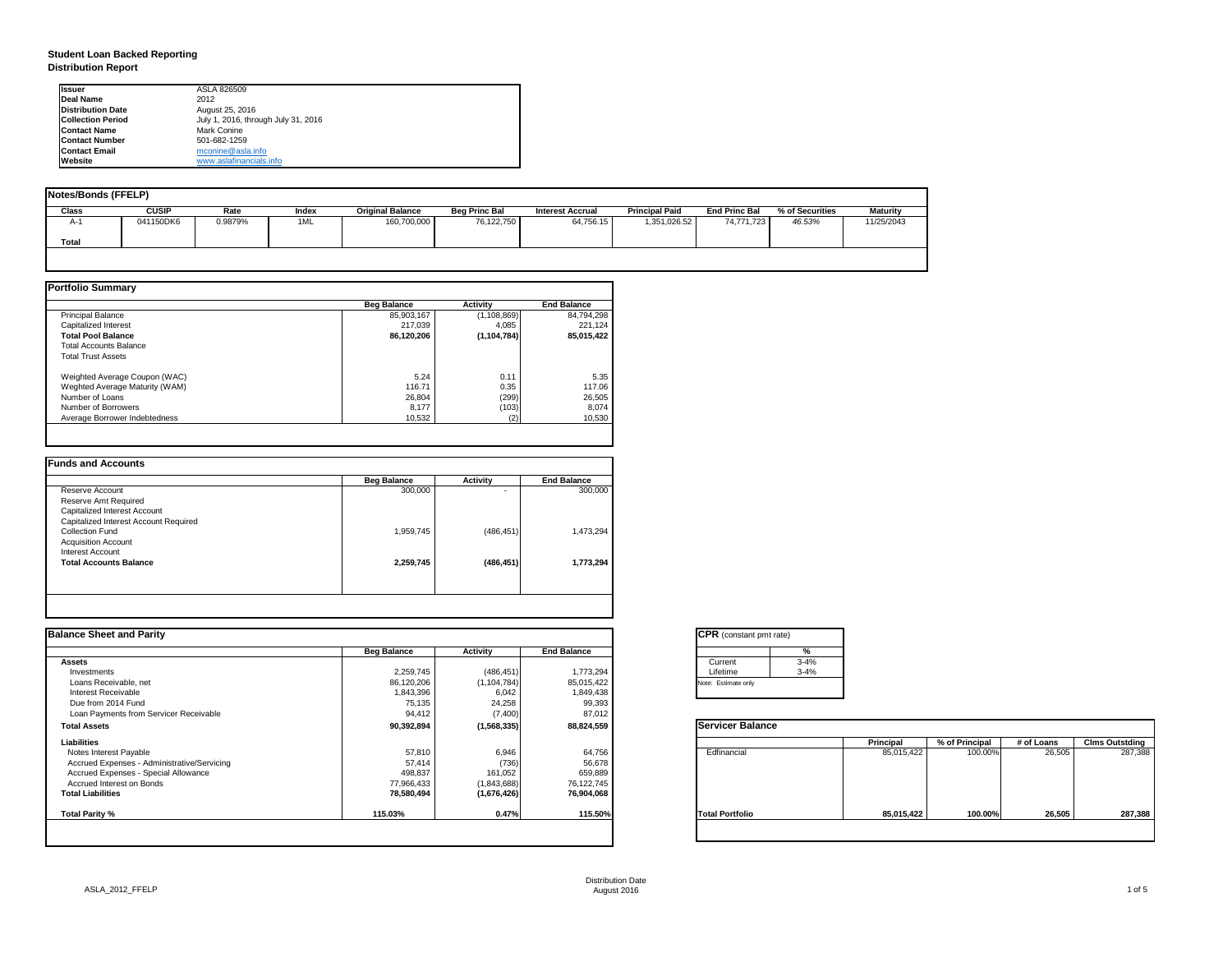# Student Loan Backed Reporting
## Distribution Report

| | |
|---|---|
| **Issuer** | ASLA 826509 |
| **Deal Name** | 2012 |
| **Distribution Date** | August 25, 2016 |
| **Collection Period** | July 1, 2016, through July 31, 2016 |
| **Contact Name** | Mark Conine |
| **Contact Number** | 501-682-1259 |
| **Contact Email** | mconine@asla.info |
| **Website** | www.aslafinancials.info |

### Notes/Bonds (FFELP)

| Class | CUSIP | Rate | Index | Original Balance | Beg Princ Bal | Interest Accrual | Principal Paid | End Princ Bal | % of Securities | Maturity |
|---|---|---|---|---|---|---|---|---|---|---|
| A-1 | 041150DK6 | 0.9879% | 1ML | 160,700,000 | 76,122,750 | 64,756.15 | 1,351,026.52 | 74,771,723 | *46.53%* | 11/25/2043 |
| **Total** | | | | | | | | | | |

### Portfolio Summary

| | Beg Balance | Activity | End Balance |
|---|---|---|---|
| Principal Balance | 85,903,167 | (1,108,869) | 84,794,298 |
| Capitalized Interest | 217,039 | 4,085 | 221,124 |
| **Total Pool Balance** | **86,120,206** | **(1,104,784)** | **85,015,422** |
| Total Accounts Balance | | | |
| Total Trust Assets | | | |
| Weighted Average Coupon (WAC) | 5.24 | 0.11 | 5.35 |
| Weghted Average Maturity (WAM) | 116.71 | 0.35 | 117.06 |
| Number of Loans | 26,804 | (299) | 26,505 |
| Number of Borrowers | 8,177 | (103) | 8,074 |
| Average Borrower Indebtedness | 10,532 | (2) | 10,530 |

### Funds and Accounts

| | Beg Balance | Activity | End Balance |
|---|---|---|---|
| Reserve Account | 300,000 | - | 300,000 |
| Reserve Amt Required | | | |
| Capitalized Interest Account | | | |
| Capitalized Interest Account Required | | | |
| Collection Fund | 1,959,745 | (486,451) | 1,473,294 |
| Acquisition Account | | | |
| Interest Account | | | |
| **Total Accounts Balance** | **2,259,745** | **(486,451)** | **1,773,294** |

### Balance Sheet and Parity

| | Beg Balance | Activity | End Balance |
|---|---|---|---|
| **Assets** | | | |
| Investments | 2,259,745 | (486,451) | 1,773,294 |
| Loans Receivable, net | 86,120,206 | (1,104,784) | 85,015,422 |
| Interest Receivable | 1,843,396 | 6,042 | 1,849,438 |
| Due from 2014 Fund | 75,135 | 24,258 | 99,393 |
| Loan Payments from Servicer Receivable | 94,412 | (7,400) | 87,012 |
| **Total Assets** | **90,392,894** | **(1,568,335)** | **88,824,559** |
| **Liabilities** | | | |
| Notes Interest Payable | 57,810 | 6,946 | 64,756 |
| Accrued Expenses - Administrative/Servicing | 57,414 | (736) | 56,678 |
| Accrued Expenses - Special Allowance | 498,837 | 161,052 | 659,889 |
| Accrued Interest on Bonds | 77,966,433 | (1,843,688) | 76,122,745 |
| **Total Liabilities** | **78,580,494** | **(1,676,426)** | **76,904,068** |
| **Total Parity %** | **115.03%** | **0.47%** | **115.50%** |

### CPR (constant pmt rate)

| | % |
|---|---|
| Current | 3-4% |
| Lifetime | 3-4% |

Note: Estimate only

### Servicer Balance

| | Principal | % of Principal | # of Loans | Clms Outstding |
|---|---|---|---|---|
| Edfinancial | 85,015,422 | 100.00% | 26,505 | 287,388 |
| **Total Portfolio** | **85,015,422** | **100.00%** | **26,505** | **287,388** |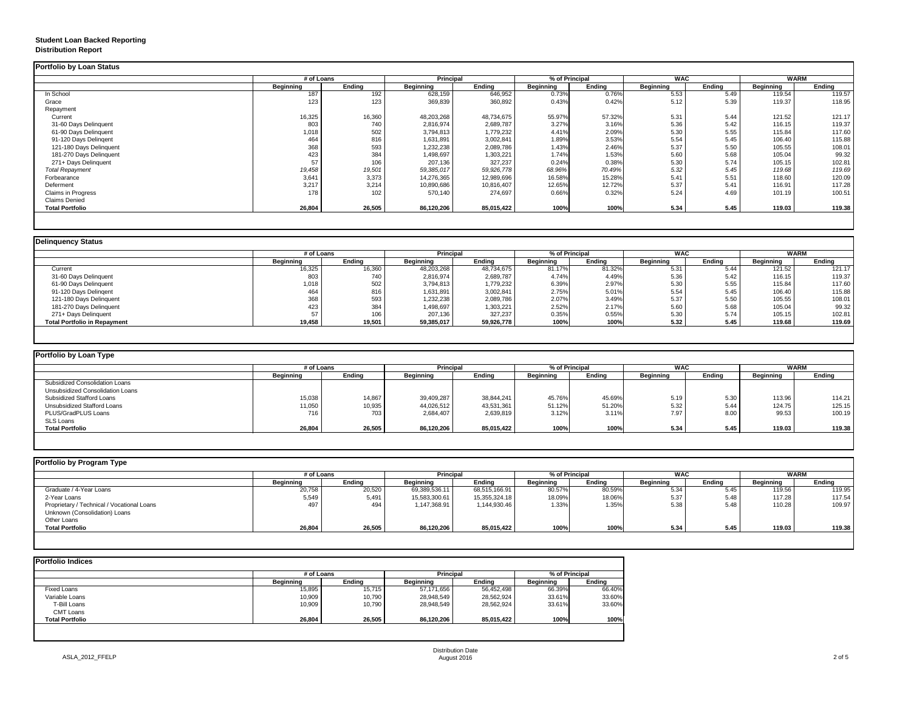**Student Loan Backed Reporting**
**Distribution Report**

## Portfolio by Loan Status

| | # of Loans | | Principal | | % of Principal | | WAC | | WARM | |
|---|---|---|---|---|---|---|---|---|---|---|
| | Beginning | Ending | Beginning | Ending | Beginning | Ending | Beginning | Ending | Beginning | Ending |
| In School | 187 | 192 | 628,159 | 646,952 | 0.73% | 0.76% | 5.53 | 5.49 | 119.54 | 119.57 |
| Grace | 123 | 123 | 369,839 | 360,892 | 0.43% | 0.42% | 5.12 | 5.39 | 119.37 | 118.95 |
| Repayment | | | | | | | | | | |
| Current | 16,325 | 16,360 | 48,203,268 | 48,734,675 | 55.97% | 57.32% | 5.31 | 5.44 | 121.52 | 121.17 |
| 31-60 Days Delinquent | 803 | 740 | 2,816,974 | 2,689,787 | 3.27% | 3.16% | 5.36 | 5.42 | 116.15 | 119.37 |
| 61-90 Days Delinquent | 1,018 | 502 | 3,794,813 | 1,779,232 | 4.41% | 2.09% | 5.30 | 5.55 | 115.84 | 117.60 |
| 91-120 Days Delingent | 464 | 816 | 1,631,891 | 3,002,841 | 1.89% | 3.53% | 5.54 | 5.45 | 106.40 | 115.88 |
| 121-180 Days Delinquent | 368 | 593 | 1,232,238 | 2,089,786 | 1.43% | 2.46% | 5.37 | 5.50 | 105.55 | 108.01 |
| 181-270 Days Delinquent | 423 | 384 | 1,498,697 | 1,303,221 | 1.74% | 1.53% | 5.60 | 5.68 | 105.04 | 99.32 |
| 271+ Days Delinquent | 57 | 106 | 207,136 | 327,237 | 0.24% | 0.38% | 5.30 | 5.74 | 105.15 | 102.81 |
| *Total Repayment* | *19,458* | *19,501* | *59,385,017* | *59,926,778* | *68.96%* | *70.49%* | *5.32* | *5.45* | *119.68* | *119.69* |
| Forbearance | 3,641 | 3,373 | 14,276,365 | 12,989,696 | 16.58% | 15.28% | 5.41 | 5.51 | 118.60 | 120.09 |
| Deferment | 3,217 | 3,214 | 10,890,686 | 10,816,407 | 12.65% | 12.72% | 5.37 | 5.41 | 116.91 | 117.28 |
| Claims in Progress | 178 | 102 | 570,140 | 274,697 | 0.66% | 0.32% | 5.24 | 4.69 | 101.19 | 100.51 |
| Claims Denied | | | | | | | | | | |
| **Total Portfolio** | **26,804** | **26,505** | **86,120,206** | **85,015,422** | **100%** | **100%** | **5.34** | **5.45** | **119.03** | **119.38** |

## Delinquency Status

| | # of Loans | | Principal | | % of Principal | | WAC | | WARM | |
|---|---|---|---|---|---|---|---|---|---|---|
| | Beginning | Ending | Beginning | Ending | Beginning | Ending | Beginning | Ending | Beginning | Ending |
| Current | 16,325 | 16,360 | 48,203,268 | 48,734,675 | 81.17% | 81.32% | 5.31 | 5.44 | 121.52 | 121.17 |
| 31-60 Days Delinquent | 803 | 740 | 2,816,974 | 2,689,787 | 4.74% | 4.49% | 5.36 | 5.42 | 116.15 | 119.37 |
| 61-90 Days Delinquent | 1,018 | 502 | 3,794,813 | 1,779,232 | 6.39% | 2.97% | 5.30 | 5.55 | 115.84 | 117.60 |
| 91-120 Days Delingent | 464 | 816 | 1,631,891 | 3,002,841 | 2.75% | 5.01% | 5.54 | 5.45 | 106.40 | 115.88 |
| 121-180 Days Delinquent | 368 | 593 | 1,232,238 | 2,089,786 | 2.07% | 3.49% | 5.37 | 5.50 | 105.55 | 108.01 |
| 181-270 Days Delinquent | 423 | 384 | 1,498,697 | 1,303,221 | 2.52% | 2.17% | 5.60 | 5.68 | 105.04 | 99.32 |
| 271+ Days Delinquent | 57 | 106 | 207,136 | 327,237 | 0.35% | 0.55% | 5.30 | 5.74 | 105.15 | 102.81 |
| **Total Portfolio in Repayment** | **19,458** | **19,501** | **59,385,017** | **59,926,778** | **100%** | **100%** | **5.32** | **5.45** | **119.68** | **119.69** |

## Portfolio by Loan Type

| | # of Loans | | Principal | | % of Principal | | WAC | | WARM | |
|---|---|---|---|---|---|---|---|---|---|---|
| | Beginning | Ending | Beginning | Ending | Beginning | Ending | Beginning | Ending | Beginning | Ending |
| Subsidized Consolidation Loans | | | | | | | | | | |
| Unsubsidized Consolidation Loans | | | | | | | | | | |
| Subsidized Stafford Loans | 15,038 | 14,867 | 39,409,287 | 38,844,241 | 45.76% | 45.69% | 5.19 | 5.30 | 113.96 | 114.21 |
| Unsubsidized Stafford Loans | 11,050 | 10,935 | 44,026,512 | 43,531,361 | 51.12% | 51.20% | 5.32 | 5.44 | 124.75 | 125.15 |
| PLUS/GradPLUS Loans | 716 | 703 | 2,684,407 | 2,639,819 | 3.12% | 3.11% | 7.97 | 8.00 | 99.53 | 100.19 |
| SLS Loans | | | | | | | | | | |
| **Total Portfolio** | **26,804** | **26,505** | **86,120,206** | **85,015,422** | **100%** | **100%** | **5.34** | **5.45** | **119.03** | **119.38** |

## Portfolio by Program Type

| | # of Loans | | Principal | | % of Principal | | WAC | | WARM | |
|---|---|---|---|---|---|---|---|---|---|---|
| | Beginning | Ending | Beginning | Ending | Beginning | Ending | Beginning | Ending | Beginning | Ending |
| Graduate / 4-Year Loans | 20,758 | 20,520 | 69,389,536.11 | 68,515,166.91 | 80.57% | 80.59% | 5.34 | 5.45 | 119.56 | 119.95 |
| 2-Year Loans | 5,549 | 5,491 | 15,583,300.61 | 15,355,324.18 | 18.09% | 18.06% | 5.37 | 5.48 | 117.28 | 117.54 |
| Proprietary / Technical / Vocational Loans | 497 | 494 | 1,147,368.91 | 1,144,930.46 | 1.33% | 1.35% | 5.38 | 5.48 | 110.28 | 109.97 |
| Unknown (Consolidation) Loans | | | | | | | | | | |
| Other Loans | | | | | | | | | | |
| **Total Portfolio** | **26,804** | **26,505** | **86,120,206** | **85,015,422** | **100%** | **100%** | **5.34** | **5.45** | **119.03** | **119.38** |

## Portfolio Indices

| | # of Loans | | Principal | | % of Principal | |
|---|---|---|---|---|---|---|
| | Beginning | Ending | Beginning | Ending | Beginning | Ending |
| Fixed Loans | 15,895 | 15,715 | 57,171,656 | 56,452,498 | 66.39% | 66.40% |
| Variable Loans | 10,909 | 10,790 | 28,948,549 | 28,562,924 | 33.61% | 33.60% |
| T-Bill Loans | 10,909 | 10,790 | 28,948,549 | 28,562,924 | 33.61% | 33.60% |
| CMT Loans | | | | | | |
| **Total Portfolio** | **26,804** | **26,505** | **86,120,206** | **85,015,422** | **100%** | **100%** |

ASLA_2012_FFELP

Distribution Date
August 2016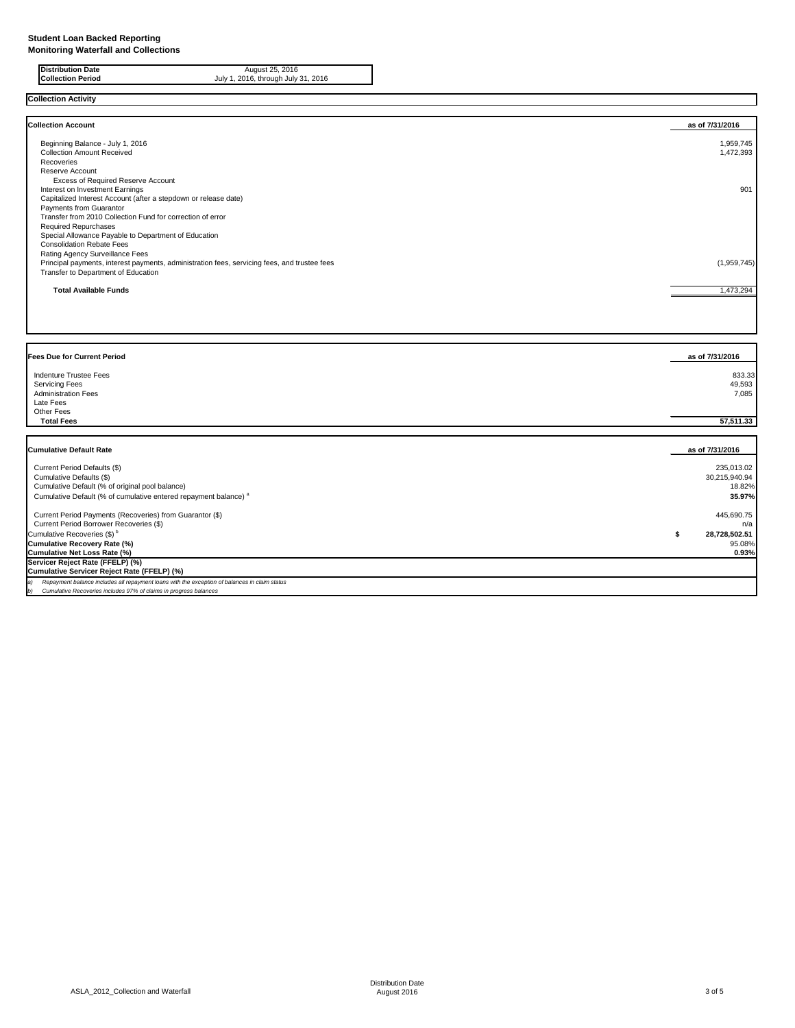**Student Loan Backed Reporting**
**Monitoring Waterfall and Collections**

| | |
|---|---|
| **Distribution Date** | August 25, 2016 |
| **Collection Period** | July 1, 2016, through July 31, 2016 |

## Collection Activity

| **Collection Account** | **as of 7/31/2016** |
|---|---|
| Beginning Balance - July 1, 2016 | 1,959,745 |
| Collection Amount Received | 1,472,393 |
| Recoveries | |
| Reserve Account | |
| Excess of Required Reserve Account | |
| Interest on Investment Earnings | 901 |
| Capitalized Interest Account (after a stepdown or release date) | |
| Payments from Guarantor | |
| Transfer from 2010 Collection Fund for correction of error | |
| Required Repurchases | |
| Special Allowance Payable to Department of Education | |
| Consolidation Rebate Fees | |
| Rating Agency Surveillance Fees | |
| Principal payments, interest payments, administration fees, servicing fees, and trustee fees | (1,959,745) |
| Transfer to Department of Education | |
| **Total Available Funds** | 1,473,294 |

| **Fees Due for Current Period** | **as of 7/31/2016** |
|---|---|
| Indenture Trustee Fees | 833.33 |
| Servicing Fees | 49,593 |
| Administration Fees | 7,085 |
| Late Fees | |
| Other Fees | |
| **Total Fees** | **57,511.33** |

| **Cumulative Default Rate** | **as of 7/31/2016** |
|---|---|
| Current Period Defaults ($) | 235,013.02 |
| Cumulative Defaults ($) | 30,215,940.94 |
| Cumulative Default (% of original pool balance) | 18.82% |
| Cumulative Default (% of cumulative entered repayment balance) [a] | **35.97%** |
| Current Period Payments (Recoveries) from Guarantor ($) | 445,690.75 |
| Current Period Borrower Recoveries ($) | n/a |
| Cumulative Recoveries ($) [b] | **$ 28,728,502.51** |
| **Cumulative Recovery Rate (%)** | 95.08% |
| **Cumulative Net Loss Rate (%)** | **0.93%** |
| **Servicer Reject Rate (FFELP) (%)** | |
| **Cumulative Servicer Reject Rate (FFELP) (%)** | |

*a) Repayment balance includes all repayment loans with the exception of balances in claim status*
*b) Cumulative Recoveries includes 97% of claims in progress balances*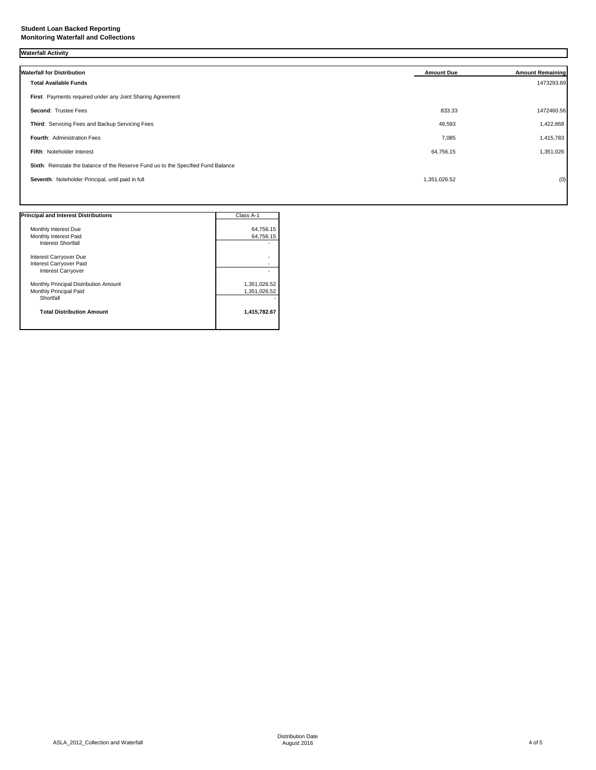**Student Loan Backed Reporting**
**Monitoring Waterfall and Collections**

**Waterfall Activity**

| Waterfall for Distribution | Amount Due | Amount Remaining |
|---|---|---|
| **Total Available Funds** | | 1473293.89 |
| **First**: Payments required under any Joint Sharing Agreement | | |
| **Second**: Trustee Fees | 833.33 | 1472460.56 |
| **Third**: Servicing Fees and Backup Servicing Fees | 49,593 | 1,422,868 |
| **Fourth**: Administration Fees | 7,085 | 1,415,783 |
| **Fifth**: Noteholder Interest | 64,756.15 | 1,351,026 |
| **Sixth**: Reinstate the balance of the Reserve Fund uo to the Specified Fund Balance | | |
| **Seventh**: Noteholder Principal, until paid in full | 1,351,026.52 | (0) |

| Principal and Interest Distributions | Class A-1 |
|---|---|
| Monthly Interest Due | 64,756.15 |
| Monthly Interest Paid | 64,756.15 |
| Interest Shortfall | - |
| Interest Carryover Due | - |
| Interest Carryover Paid | - |
| Interest Carryover | - |
| Monthly Principal Distribution Amount | 1,351,026.52 |
| Monthly Principal Paid | 1,351,026.52 |
| Shortfall | - |
| **Total Distribution Amount** | **1,415,782.67** |

ASLA_2012_Collection and Waterfall

Distribution Date
August 2016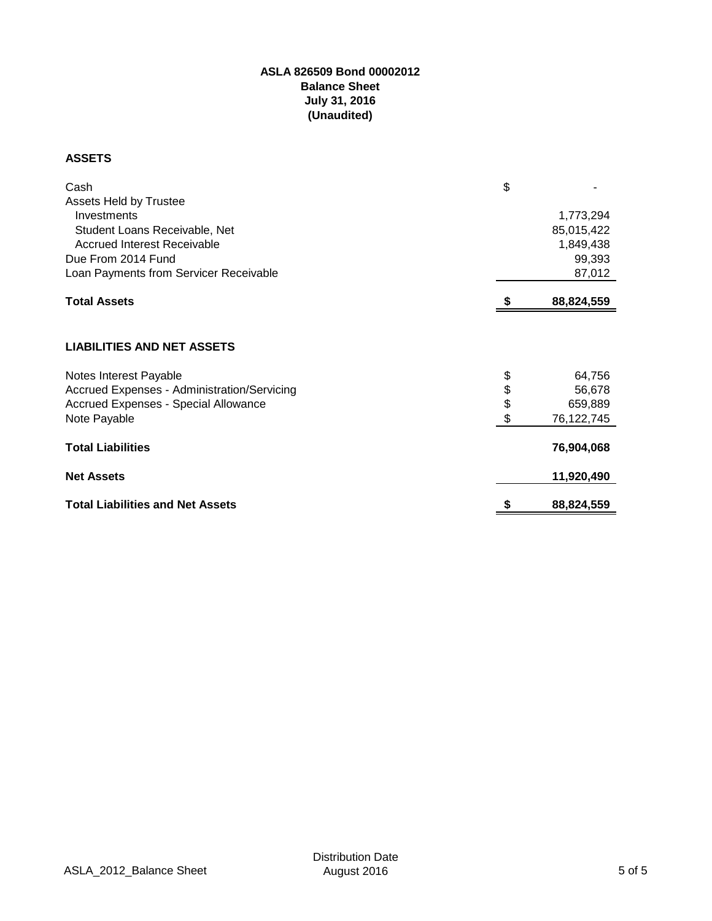**ASLA 826509 Bond 00002012**
**Balance Sheet**
**July 31, 2016**
**(Unaudited)**

**ASSETS**

| | | |
|---|---|---|
| Cash | $ | - |
| Assets Held by Trustee | | |
| Investments | | 1,773,294 |
| Student Loans Receivable, Net | | 85,015,422 |
| Accrued Interest Receivable | | 1,849,438 |
| Due From 2014 Fund | | 99,393 |
| Loan Payments from Servicer Receivable | | 87,012 |
| **Total Assets** | **$** | **88,824,559** |

**LIABILITIES AND NET ASSETS**

| | | |
|---|---|---|
| Notes Interest Payable | $ | 64,756 |
| Accrued Expenses - Administration/Servicing | $ | 56,678 |
| Accrued Expenses - Special Allowance | $ | 659,889 |
| Note Payable | $ | 76,122,745 |
| **Total Liabilities** | | **76,904,068** |
| **Net Assets** | | **11,920,490** |
| **Total Liabilities and Net Assets** | **$** | **88,824,559** |

ASLA_2012_Balance Sheet

Distribution Date
August 2016